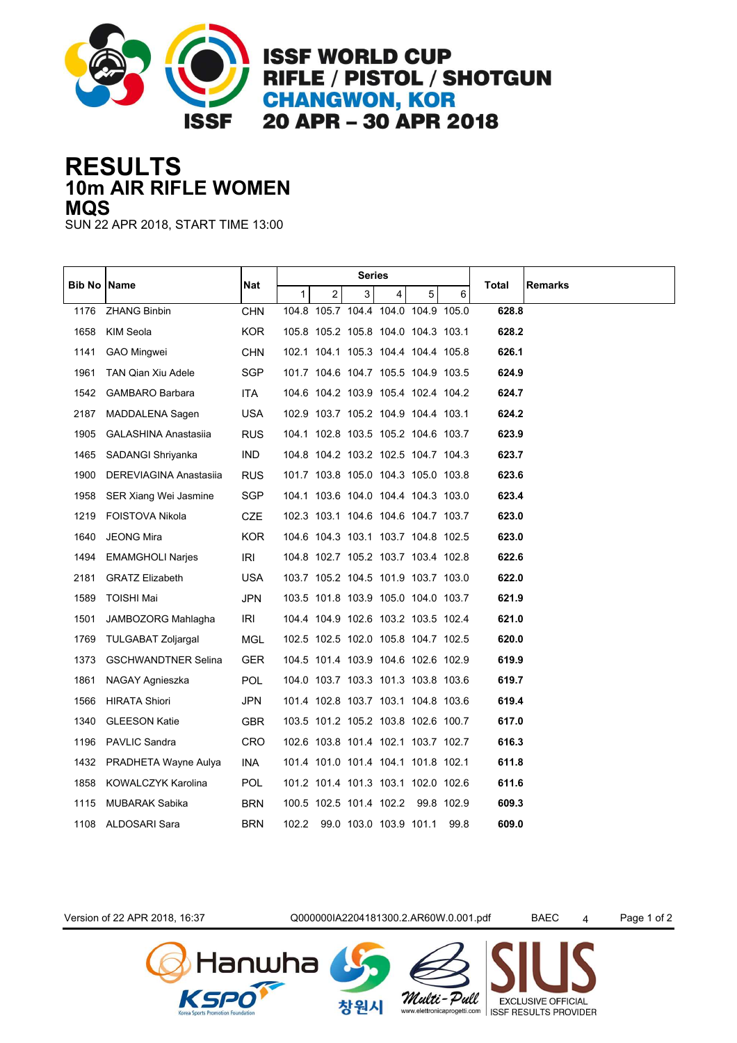# ISSF WORLD CUP
## RIFLE / PISTOL / SHOTGUN
## CHANGWON, KOR
## 20 APR – 30 APR 2018

# RESULTS
## 10m AIR RIFLE WOMEN
## MQS

SUN 22 APR 2018, START TIME 13:00

| Bib No | Name | Nat | Series 1 | 2 | 3 | 4 | 5 | 6 | Total | Remarks |
|---|---|---|---|---|---|---|---|---|---|---|
| 1176 | ZHANG Binbin | CHN | 104.8 | 105.7 | 104.4 | 104.0 | 104.9 | 105.0 | **628.8** | |
| 1658 | KIM Seola | KOR | 105.8 | 105.2 | 105.8 | 104.0 | 104.3 | 103.1 | **628.2** | |
| 1141 | GAO Mingwei | CHN | 102.1 | 104.1 | 105.3 | 104.4 | 104.4 | 105.8 | **626.1** | |
| 1961 | TAN Qian Xiu Adele | SGP | 101.7 | 104.6 | 104.7 | 105.5 | 104.9 | 103.5 | **624.9** | |
| 1542 | GAMBARO Barbara | ITA | 104.6 | 104.2 | 103.9 | 105.4 | 102.4 | 104.2 | **624.7** | |
| 2187 | MADDALENA Sagen | USA | 102.9 | 103.7 | 105.2 | 104.9 | 104.4 | 103.1 | **624.2** | |
| 1905 | GALASHINA Anastasiia | RUS | 104.1 | 102.8 | 103.5 | 105.2 | 104.6 | 103.7 | **623.9** | |
| 1465 | SADANGI Shriyanka | IND | 104.8 | 104.2 | 103.2 | 102.5 | 104.7 | 104.3 | **623.7** | |
| 1900 | DEREVIAGINA Anastasiia | RUS | 101.7 | 103.8 | 105.0 | 104.3 | 105.0 | 103.8 | **623.6** | |
| 1958 | SER Xiang Wei Jasmine | SGP | 104.1 | 103.6 | 104.0 | 104.4 | 104.3 | 103.0 | **623.4** | |
| 1219 | FOISTOVA Nikola | CZE | 102.3 | 103.1 | 104.6 | 104.6 | 104.7 | 103.7 | **623.0** | |
| 1640 | JEONG Mira | KOR | 104.6 | 104.3 | 103.1 | 103.7 | 104.8 | 102.5 | **623.0** | |
| 1494 | EMAMGHOLI Narjes | IRI | 104.8 | 102.7 | 105.2 | 103.7 | 103.4 | 102.8 | **622.6** | |
| 2181 | GRATZ Elizabeth | USA | 103.7 | 105.2 | 104.5 | 101.9 | 103.7 | 103.0 | **622.0** | |
| 1589 | TOISHI Mai | JPN | 103.5 | 101.8 | 103.9 | 105.0 | 104.0 | 103.7 | **621.9** | |
| 1501 | JAMBOZORG Mahlagha | IRI | 104.4 | 104.9 | 102.6 | 103.2 | 103.5 | 102.4 | **621.0** | |
| 1769 | TULGABAT Zoljargal | MGL | 102.5 | 102.5 | 102.0 | 105.8 | 104.7 | 102.5 | **620.0** | |
| 1373 | GSCHWANDTNER Selina | GER | 104.5 | 101.4 | 103.9 | 104.6 | 102.6 | 102.9 | **619.9** | |
| 1861 | NAGAY Agnieszka | POL | 104.0 | 103.7 | 103.3 | 101.3 | 103.8 | 103.6 | **619.7** | |
| 1566 | HIRATA Shiori | JPN | 101.4 | 102.8 | 103.7 | 103.1 | 104.8 | 103.6 | **619.4** | |
| 1340 | GLEESON Katie | GBR | 103.5 | 101.2 | 105.2 | 103.8 | 102.6 | 100.7 | **617.0** | |
| 1196 | PAVLIC Sandra | CRO | 102.6 | 103.8 | 101.4 | 102.1 | 103.7 | 102.7 | **616.3** | |
| 1432 | PRADHETA Wayne Aulya | INA | 101.4 | 101.0 | 101.4 | 104.1 | 101.8 | 102.1 | **611.8** | |
| 1858 | KOWALCZYK Karolina | POL | 101.2 | 101.4 | 101.3 | 103.1 | 102.0 | 102.6 | **611.6** | |
| 1115 | MUBARAK Sabika | BRN | 100.5 | 102.5 | 101.4 | 102.2 | 99.8 | 102.9 | **609.3** | |
| 1108 | ALDOSARI Sara | BRN | 102.2 | 99.0 | 103.0 | 103.9 | 101.1 | 99.8 | **609.0** | |

Version of 22 APR 2018, 16:37 Q000000IA2204181300.2.AR60W.0.001.pdf BAEC 4

Hanwha KSPO Korea Sports Promotion Foundation 창원시 Multi-Pull www.elettronicaprogetti.com SIUS EXCLUSIVE OFFICIAL ISSF RESULTS PROVIDER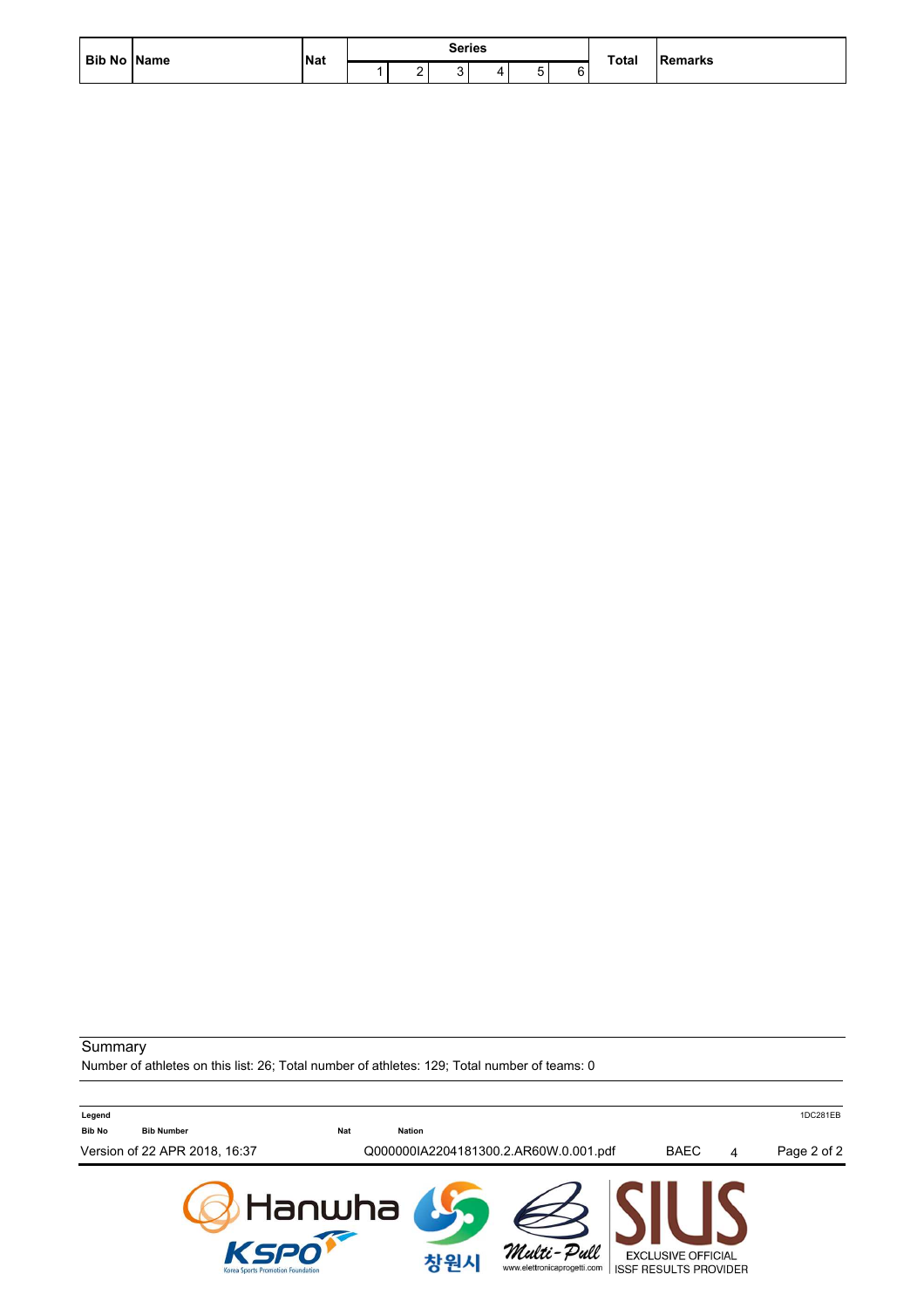| Bib No | Name | Nat | Series | | | | | | Total | Remarks |
|---|---|---|---|---|---|---|---|---|---|---|
| | | | 1 | 2 | 3 | 4 | 5 | 6 | | |

Summary

Number of athletes on this list: 26; Total number of athletes: 129; Total number of teams: 0

**Legend**

| | | | |
|---|---|---|---|
| **Bib No** | **Bib Number** | **Nat** | **Nation** |

1DC281EB

Version of 22 APR 2018, 16:37 Q000000IA2204181300.2.AR60W.0.001.pdf BAEC 4